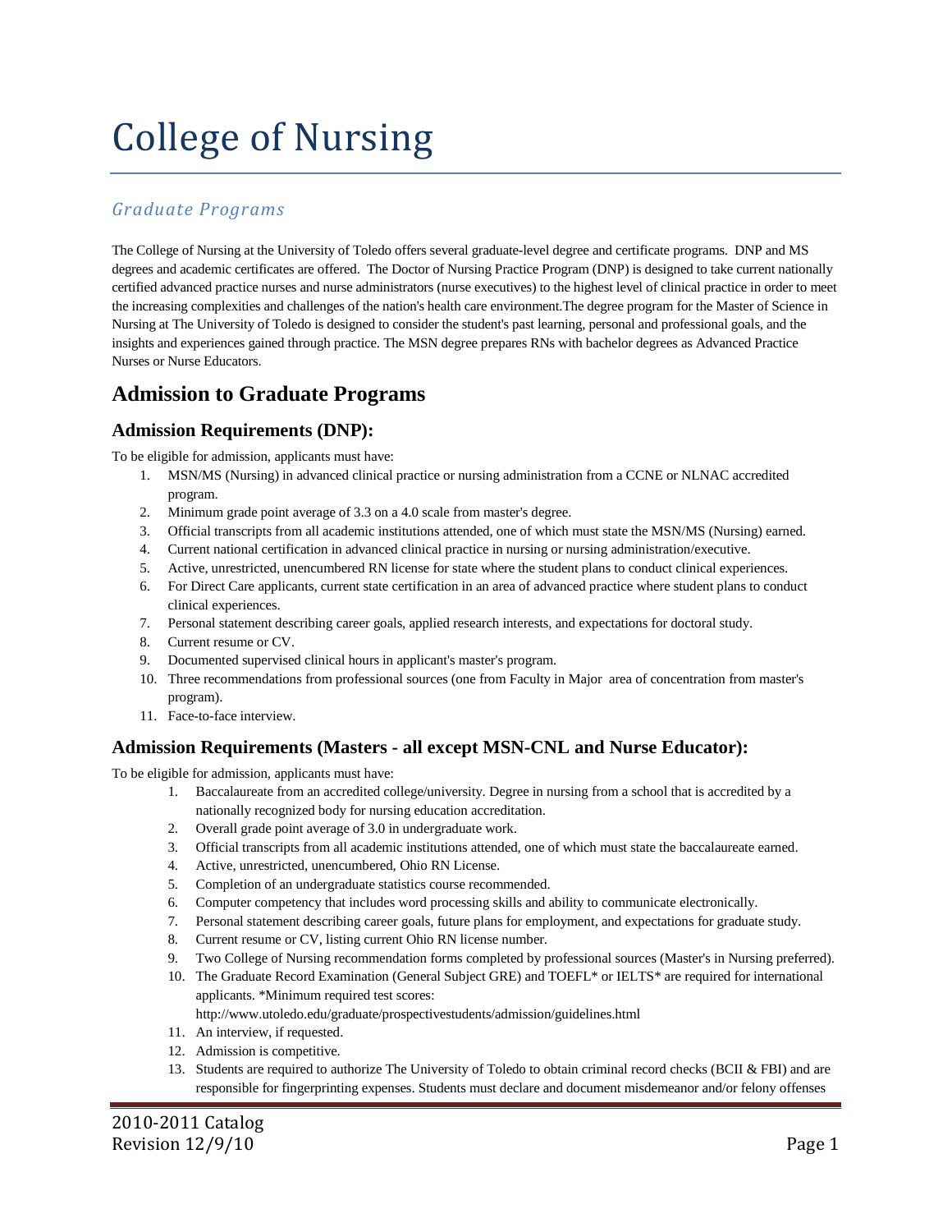# College of Nursing

## *Graduate Programs*

The College of Nursing at the University of Toledo offers several graduate-level degree and certificate programs. DNP and MS degrees and academic certificates are offered. The Doctor of Nursing Practice Program (DNP) is designed to take current nationally certified advanced practice nurses and nurse administrators (nurse executives) to the highest level of clinical practice in order to meet the increasing complexities and challenges of the nation's health care environment.The degree program for the Master of Science in Nursing at The University of Toledo is designed to consider the student's past learning, personal and professional goals, and the insights and experiences gained through practice. The MSN degree prepares RNs with bachelor degrees as Advanced Practice Nurses or Nurse Educators.

## Admission to Graduate Programs

### Admission Requirements (DNP):

To be eligible for admission, applicants must have:

1. MSN/MS (Nursing) in advanced clinical practice or nursing administration from a CCNE or NLNAC accredited program.
2. Minimum grade point average of 3.3 on a 4.0 scale from master's degree.
3. Official transcripts from all academic institutions attended, one of which must state the MSN/MS (Nursing) earned.
4. Current national certification in advanced clinical practice in nursing or nursing administration/executive.
5. Active, unrestricted, unencumbered RN license for state where the student plans to conduct clinical experiences.
6. For Direct Care applicants, current state certification in an area of advanced practice where student plans to conduct clinical experiences.
7. Personal statement describing career goals, applied research interests, and expectations for doctoral study.
8. Current resume or CV.
9. Documented supervised clinical hours in applicant's master's program.
10. Three recommendations from professional sources (one from Faculty in Major area of concentration from master's program).
11. Face-to-face interview.

### Admission Requirements (Masters - all except MSN-CNL and Nurse Educator):

To be eligible for admission, applicants must have:

1. Baccalaureate from an accredited college/university. Degree in nursing from a school that is accredited by a nationally recognized body for nursing education accreditation.
2. Overall grade point average of 3.0 in undergraduate work.
3. Official transcripts from all academic institutions attended, one of which must state the baccalaureate earned.
4. Active, unrestricted, unencumbered, Ohio RN License.
5. Completion of an undergraduate statistics course recommended.
6. Computer competency that includes word processing skills and ability to communicate electronically.
7. Personal statement describing career goals, future plans for employment, and expectations for graduate study.
8. Current resume or CV, listing current Ohio RN license number.
9. Two College of Nursing recommendation forms completed by professional sources (Master's in Nursing preferred).
10. The Graduate Record Examination (General Subject GRE) and TOEFL* or IELTS* are required for international applicants. *Minimum required test scores: http://www.utoledo.edu/graduate/prospectivestudents/admission/guidelines.html
11. An interview, if requested.
12. Admission is competitive.
13. Students are required to authorize The University of Toledo to obtain criminal record checks (BCII & FBI) and are responsible for fingerprinting expenses. Students must declare and document misdemeanor and/or felony offenses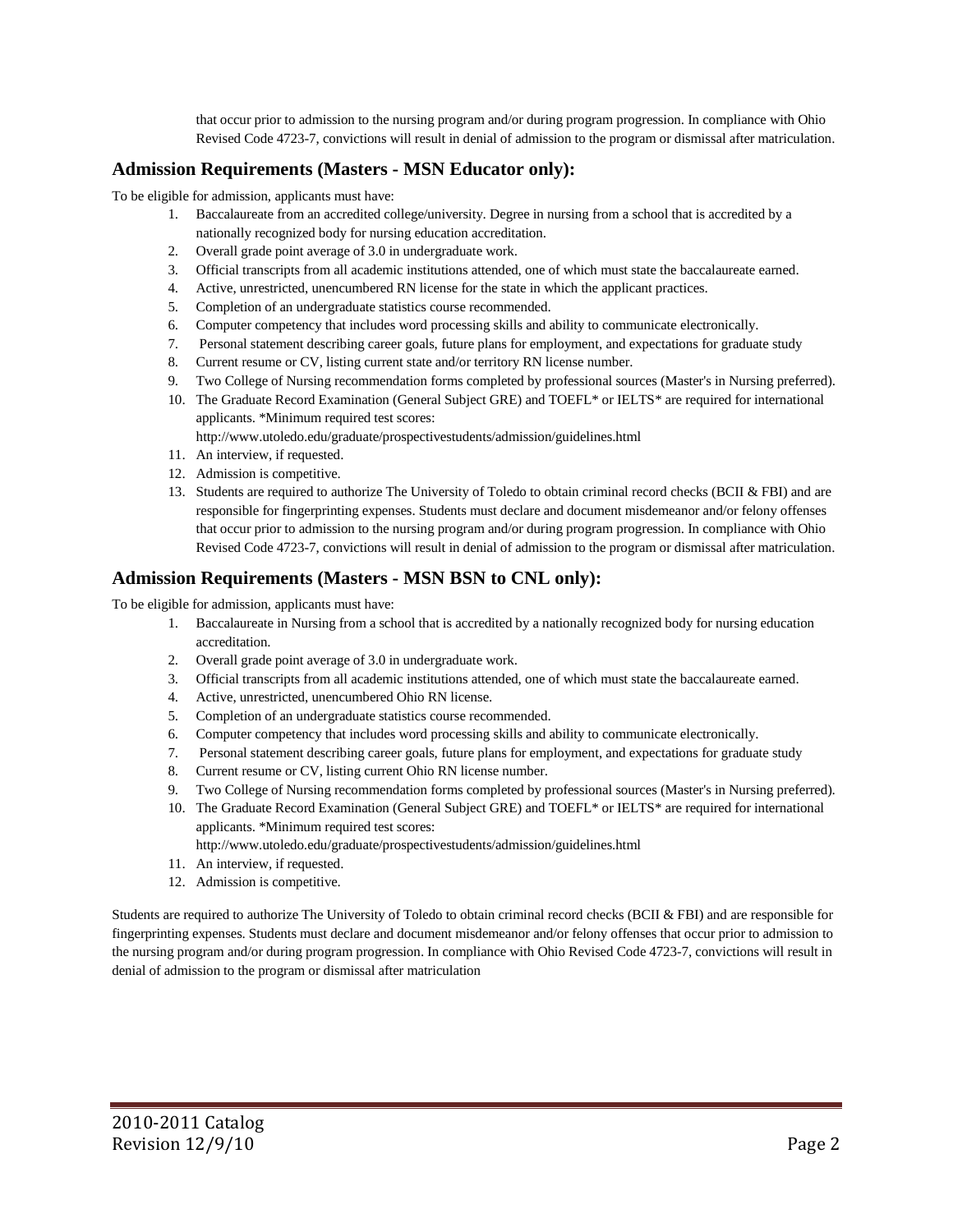that occur prior to admission to the nursing program and/or during program progression. In compliance with Ohio Revised Code 4723-7, convictions will result in denial of admission to the program or dismissal after matriculation.

## Admission Requirements (Masters - MSN Educator only):

To be eligible for admission, applicants must have:

1. Baccalaureate from an accredited college/university. Degree in nursing from a school that is accredited by a nationally recognized body for nursing education accreditation.
2. Overall grade point average of 3.0 in undergraduate work.
3. Official transcripts from all academic institutions attended, one of which must state the baccalaureate earned.
4. Active, unrestricted, unencumbered RN license for the state in which the applicant practices.
5. Completion of an undergraduate statistics course recommended.
6. Computer competency that includes word processing skills and ability to communicate electronically.
7. Personal statement describing career goals, future plans for employment, and expectations for graduate study
8. Current resume or CV, listing current state and/or territory RN license number.
9. Two College of Nursing recommendation forms completed by professional sources (Master's in Nursing preferred).
10. The Graduate Record Examination (General Subject GRE) and TOEFL* or IELTS* are required for international applicants. *Minimum required test scores: http://www.utoledo.edu/graduate/prospectivestudents/admission/guidelines.html
11. An interview, if requested.
12. Admission is competitive.
13. Students are required to authorize The University of Toledo to obtain criminal record checks (BCII & FBI) and are responsible for fingerprinting expenses. Students must declare and document misdemeanor and/or felony offenses that occur prior to admission to the nursing program and/or during program progression. In compliance with Ohio Revised Code 4723-7, convictions will result in denial of admission to the program or dismissal after matriculation.

## Admission Requirements (Masters - MSN BSN to CNL only):

To be eligible for admission, applicants must have:

1. Baccalaureate in Nursing from a school that is accredited by a nationally recognized body for nursing education accreditation.
2. Overall grade point average of 3.0 in undergraduate work.
3. Official transcripts from all academic institutions attended, one of which must state the baccalaureate earned.
4. Active, unrestricted, unencumbered Ohio RN license.
5. Completion of an undergraduate statistics course recommended.
6. Computer competency that includes word processing skills and ability to communicate electronically.
7. Personal statement describing career goals, future plans for employment, and expectations for graduate study
8. Current resume or CV, listing current Ohio RN license number.
9. Two College of Nursing recommendation forms completed by professional sources (Master's in Nursing preferred).
10. The Graduate Record Examination (General Subject GRE) and TOEFL* or IELTS* are required for international applicants. *Minimum required test scores: http://www.utoledo.edu/graduate/prospectivestudents/admission/guidelines.html
11. An interview, if requested.
12. Admission is competitive.

Students are required to authorize The University of Toledo to obtain criminal record checks (BCII & FBI) and are responsible for fingerprinting expenses. Students must declare and document misdemeanor and/or felony offenses that occur prior to admission to the nursing program and/or during program progression. In compliance with Ohio Revised Code 4723-7, convictions will result in denial of admission to the program or dismissal after matriculation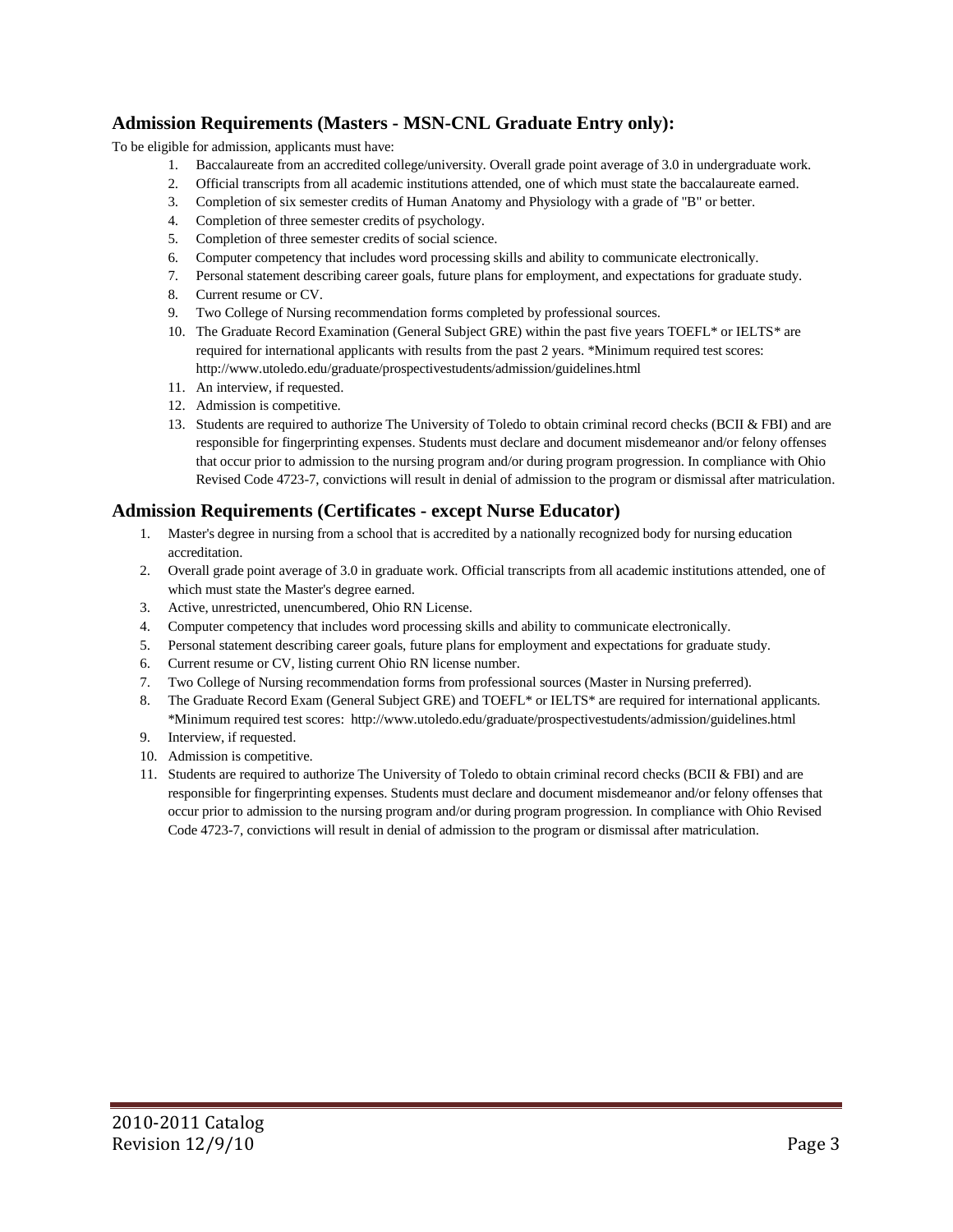## Admission Requirements (Masters - MSN-CNL Graduate Entry only):

To be eligible for admission, applicants must have:

1. Baccalaureate from an accredited college/university. Overall grade point average of 3.0 in undergraduate work.
2. Official transcripts from all academic institutions attended, one of which must state the baccalaureate earned.
3. Completion of six semester credits of Human Anatomy and Physiology with a grade of "B" or better.
4. Completion of three semester credits of psychology.
5. Completion of three semester credits of social science.
6. Computer competency that includes word processing skills and ability to communicate electronically.
7. Personal statement describing career goals, future plans for employment, and expectations for graduate study.
8. Current resume or CV.
9. Two College of Nursing recommendation forms completed by professional sources.
10. The Graduate Record Examination (General Subject GRE) within the past five years TOEFL* or IELTS* are required for international applicants with results from the past 2 years. *Minimum required test scores: http://www.utoledo.edu/graduate/prospectivestudents/admission/guidelines.html
11. An interview, if requested.
12. Admission is competitive.
13. Students are required to authorize The University of Toledo to obtain criminal record checks (BCII & FBI) and are responsible for fingerprinting expenses. Students must declare and document misdemeanor and/or felony offenses that occur prior to admission to the nursing program and/or during program progression. In compliance with Ohio Revised Code 4723-7, convictions will result in denial of admission to the program or dismissal after matriculation.

## Admission Requirements (Certificates - except Nurse Educator)

1. Master's degree in nursing from a school that is accredited by a nationally recognized body for nursing education accreditation.
2. Overall grade point average of 3.0 in graduate work. Official transcripts from all academic institutions attended, one of which must state the Master's degree earned.
3. Active, unrestricted, unencumbered, Ohio RN License.
4. Computer competency that includes word processing skills and ability to communicate electronically.
5. Personal statement describing career goals, future plans for employment and expectations for graduate study.
6. Current resume or CV, listing current Ohio RN license number.
7. Two College of Nursing recommendation forms from professional sources (Master in Nursing preferred).
8. The Graduate Record Exam (General Subject GRE) and TOEFL* or IELTS* are required for international applicants. *Minimum required test scores: http://www.utoledo.edu/graduate/prospectivestudents/admission/guidelines.html
9. Interview, if requested.
10. Admission is competitive.
11. Students are required to authorize The University of Toledo to obtain criminal record checks (BCII & FBI) and are responsible for fingerprinting expenses. Students must declare and document misdemeanor and/or felony offenses that occur prior to admission to the nursing program and/or during program progression. In compliance with Ohio Revised Code 4723-7, convictions will result in denial of admission to the program or dismissal after matriculation.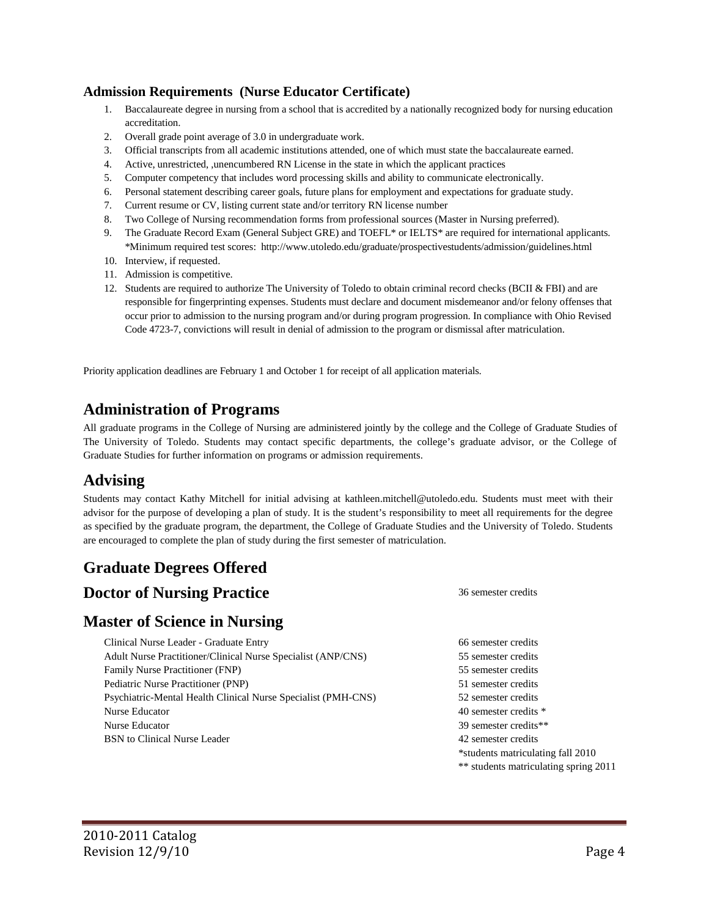### Admission Requirements (Nurse Educator Certificate)

1. Baccalaureate degree in nursing from a school that is accredited by a nationally recognized body for nursing education accreditation.
2. Overall grade point average of 3.0 in undergraduate work.
3. Official transcripts from all academic institutions attended, one of which must state the baccalaureate earned.
4. Active, unrestricted, ,unencumbered RN License in the state in which the applicant practices
5. Computer competency that includes word processing skills and ability to communicate electronically.
6. Personal statement describing career goals, future plans for employment and expectations for graduate study.
7. Current resume or CV, listing current state and/or territory RN license number
8. Two College of Nursing recommendation forms from professional sources (Master in Nursing preferred).
9. The Graduate Record Exam (General Subject GRE) and TOEFL* or IELTS* are required for international applicants. *Minimum required test scores: http://www.utoledo.edu/graduate/prospectivestudents/admission/guidelines.html
10. Interview, if requested.
11. Admission is competitive.
12. Students are required to authorize The University of Toledo to obtain criminal record checks (BCII & FBI) and are responsible for fingerprinting expenses. Students must declare and document misdemeanor and/or felony offenses that occur prior to admission to the nursing program and/or during program progression. In compliance with Ohio Revised Code 4723-7, convictions will result in denial of admission to the program or dismissal after matriculation.

Priority application deadlines are February 1 and October 1 for receipt of all application materials.

## Administration of Programs

All graduate programs in the College of Nursing are administered jointly by the college and the College of Graduate Studies of The University of Toledo. Students may contact specific departments, the college's graduate advisor, or the College of Graduate Studies for further information on programs or admission requirements.

## Advising

Students may contact Kathy Mitchell for initial advising at kathleen.mitchell@utoledo.edu. Students must meet with their advisor for the purpose of developing a plan of study. It is the student's responsibility to meet all requirements for the degree as specified by the graduate program, the department, the College of Graduate Studies and the University of Toledo. Students are encouraged to complete the plan of study during the first semester of matriculation.

## Graduate Degrees Offered

## Doctor of Nursing Practice

36 semester credits

## Master of Science in Nursing

| Program | Credits |
|---|---|
| Clinical Nurse Leader - Graduate Entry | 66 semester credits |
| Adult Nurse Practitioner/Clinical Nurse Specialist (ANP/CNS) | 55 semester credits |
| Family Nurse Practitioner (FNP) | 55 semester credits |
| Pediatric Nurse Practitioner (PNP) | 51 semester credits |
| Psychiatric-Mental Health Clinical Nurse Specialist (PMH-CNS) | 52 semester credits |
| Nurse Educator | 40 semester credits * |
| Nurse Educator | 39 semester credits** |
| BSN to Clinical Nurse Leader | 42 semester credits |

*students matriculating fall 2010

** students matriculating spring 2011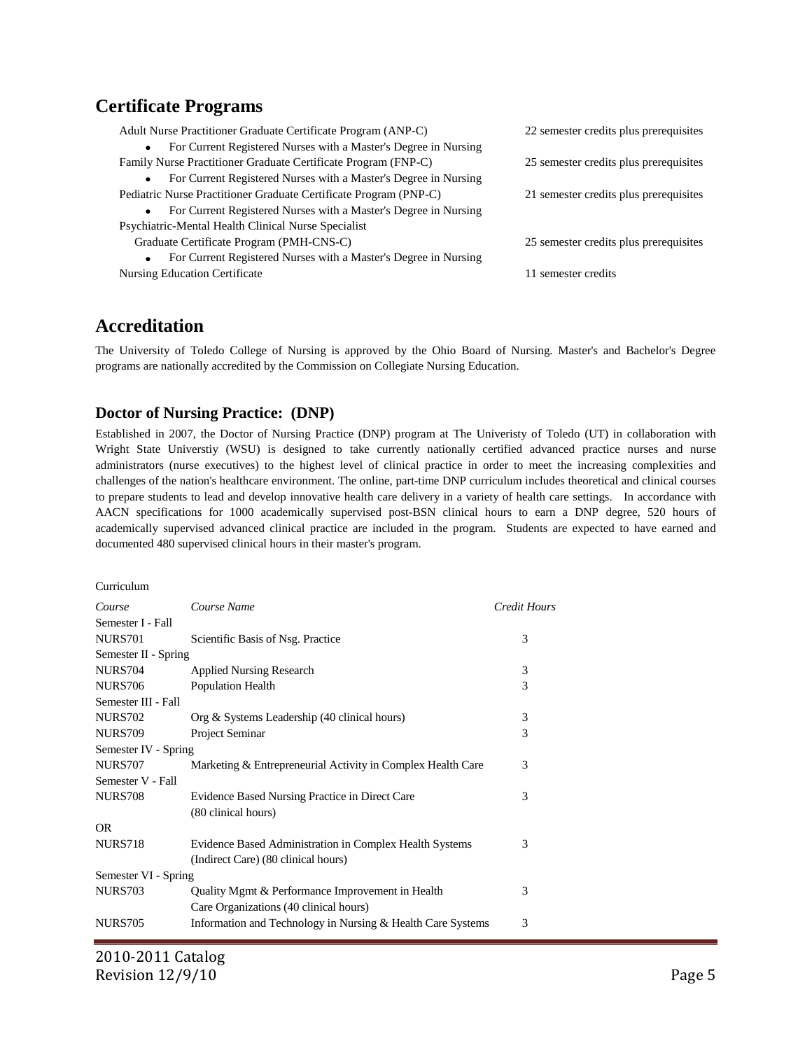## Certificate Programs

| Program | Credits |
|---|---|
| Adult Nurse Practitioner Graduate Certificate Program (ANP-C) <br>• For Current Registered Nurses with a Master's Degree in Nursing | 22 semester credits plus prerequisites |
| Family Nurse Practitioner Graduate Certificate Program (FNP-C) <br>• For Current Registered Nurses with a Master's Degree in Nursing | 25 semester credits plus prerequisites |
| Pediatric Nurse Practitioner Graduate Certificate Program (PNP-C) <br>• For Current Registered Nurses with a Master's Degree in Nursing | 21 semester credits plus prerequisites |
| Psychiatric-Mental Health Clinical Nurse Specialist Graduate Certificate Program (PMH-CNS-C) <br>• For Current Registered Nurses with a Master's Degree in Nursing | 25 semester credits plus prerequisites |
| Nursing Education Certificate | 11 semester credits |

## Accreditation

The University of Toledo College of Nursing is approved by the Ohio Board of Nursing. Master's and Bachelor's Degree programs are nationally accredited by the Commission on Collegiate Nursing Education.

### Doctor of Nursing Practice: (DNP)

Established in 2007, the Doctor of Nursing Practice (DNP) program at The Univeristy of Toledo (UT) in collaboration with Wright State Universtiy (WSU) is designed to take currently nationally certified advanced practice nurses and nurse administrators (nurse executives) to the highest level of clinical practice in order to meet the increasing complexities and challenges of the nation's healthcare environment. The online, part-time DNP curriculum includes theoretical and clinical courses to prepare students to lead and develop innovative health care delivery in a variety of health care settings. In accordance with AACN specifications for 1000 academically supervised post-BSN clinical hours to earn a DNP degree, 520 hours of academically supervised advanced clinical practice are included in the program. Students are expected to have earned and documented 480 supervised clinical hours in their master's program.

Curriculum

| *Course* | *Course Name* | *Credit Hours* |
|---|---|---|
| Semester I - Fall | | |
| NURS701 | Scientific Basis of Nsg. Practice | 3 |
| Semester II - Spring | | |
| NURS704 | Applied Nursing Research | 3 |
| NURS706 | Population Health | 3 |
| Semester III - Fall | | |
| NURS702 | Org & Systems Leadership (40 clinical hours) | 3 |
| NURS709 | Project Seminar | 3 |
| Semester IV - Spring | | |
| NURS707 | Marketing & Entrepreneurial Activity in Complex Health Care | 3 |
| Semester V - Fall | | |
| NURS708 | Evidence Based Nursing Practice in Direct Care (80 clinical hours) | 3 |
| OR | | |
| NURS718 | Evidence Based Administration in Complex Health Systems (Indirect Care) (80 clinical hours) | 3 |
| Semester VI - Spring | | |
| NURS703 | Quality Mgmt & Performance Improvement in Health Care Organizations (40 clinical hours) | 3 |
| NURS705 | Information and Technology in Nursing & Health Care Systems | 3 |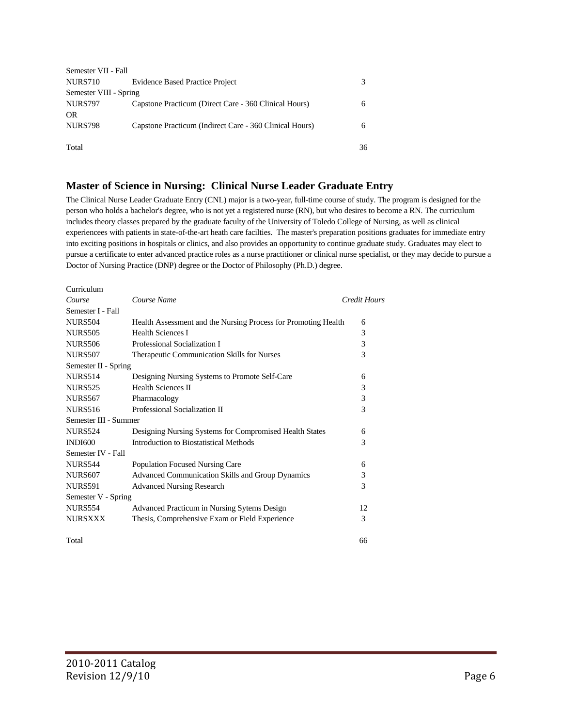| | | |
|---|---|---|
| Semester VII - Fall | | |
| NURS710 | Evidence Based Practice Project | 3 |
| Semester VIII - Spring | | |
| NURS797 | Capstone Practicum (Direct Care - 360 Clinical Hours) | 6 |
| OR | | |
| NURS798 | Capstone Practicum (Indirect Care - 360 Clinical Hours) | 6 |
| Total | | 36 |

## Master of Science in Nursing: Clinical Nurse Leader Graduate Entry

The Clinical Nurse Leader Graduate Entry (CNL) major is a two-year, full-time course of study. The program is designed for the person who holds a bachelor's degree, who is not yet a registered nurse (RN), but who desires to become a RN. The curriculum includes theory classes prepared by the graduate faculty of the University of Toledo College of Nursing, as well as clinical experiencees with patients in state-of-the-art heath care facilties. The master's preparation positions graduates for immediate entry into exciting positions in hospitals or clinics, and also provides an opportunity to continue graduate study. Graduates may elect to pursue a certificate to enter advanced practice roles as a nurse practitioner or clinical nurse specialist, or they may decide to pursue a Doctor of Nursing Practice (DNP) degree or the Doctor of Philosophy (Ph.D.) degree.

Curriculum

| *Course* | *Course Name* | *Credit Hours* |
|---|---|---|
| Semester I - Fall | | |
| NURS504 | Health Assessment and the Nursing Process for Promoting Health | 6 |
| NURS505 | Health Sciences I | 3 |
| NURS506 | Professional Socialization I | 3 |
| NURS507 | Therapeutic Communication Skills for Nurses | 3 |
| Semester II - Spring | | |
| NURS514 | Designing Nursing Systems to Promote Self-Care | 6 |
| NURS525 | Health Sciences II | 3 |
| NURS567 | Pharmacology | 3 |
| NURS516 | Professional Socialization II | 3 |
| Semester III - Summer | | |
| NURS524 | Designing Nursing Systems for Compromised Health States | 6 |
| INDI600 | Introduction to Biostatistical Methods | 3 |
| Semester IV - Fall | | |
| NURS544 | Population Focused Nursing Care | 6 |
| NURS607 | Advanced Communication Skills and Group Dynamics | 3 |
| NURS591 | Advanced Nursing Research | 3 |
| Semester V - Spring | | |
| NURS554 | Advanced Practicum in Nursing Sytems Design | 12 |
| NURSXXX | Thesis, Comprehensive Exam or Field Experience | 3 |
| Total | | 66 |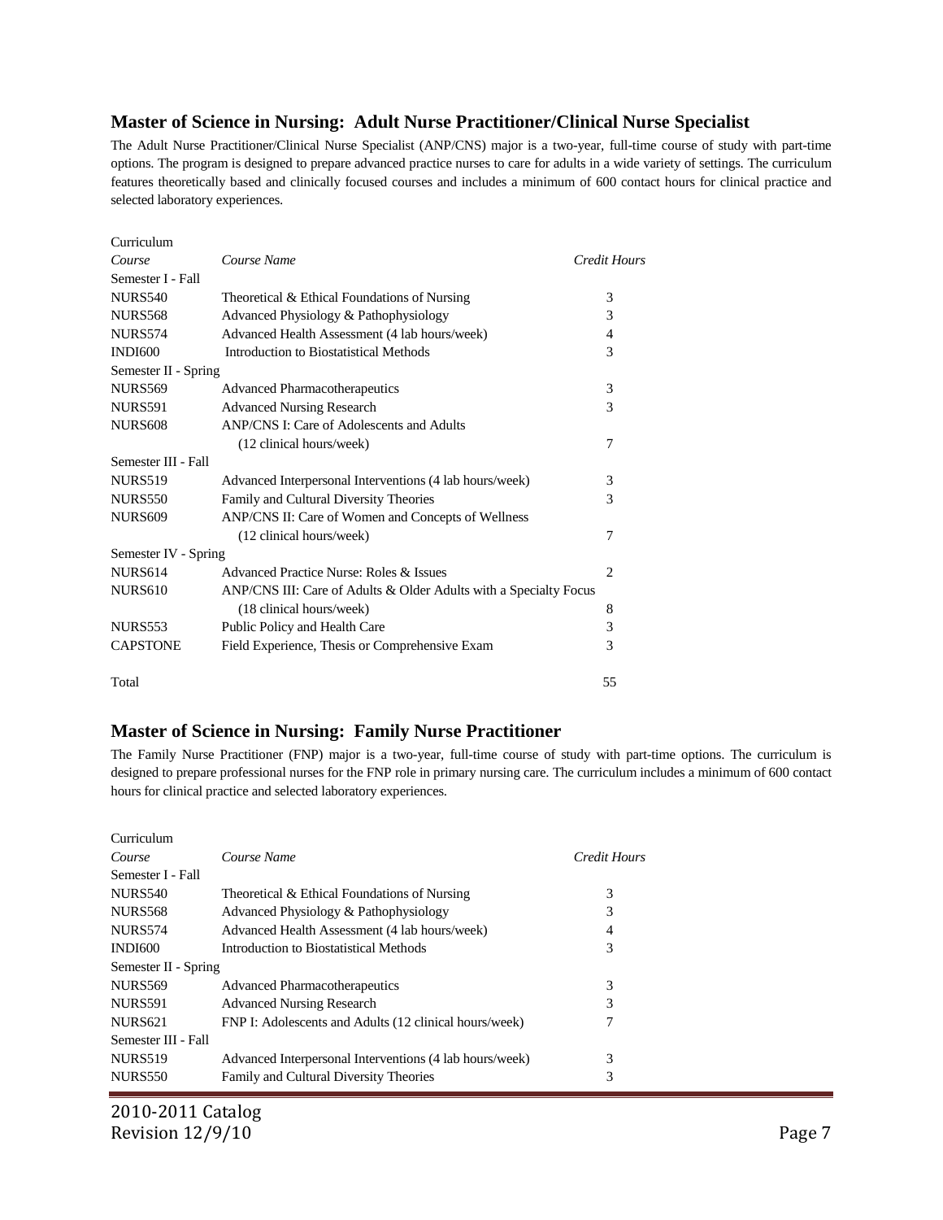## Master of Science in Nursing: Adult Nurse Practitioner/Clinical Nurse Specialist

The Adult Nurse Practitioner/Clinical Nurse Specialist (ANP/CNS) major is a two-year, full-time course of study with part-time options. The program is designed to prepare advanced practice nurses to care for adults in a wide variety of settings. The curriculum features theoretically based and clinically focused courses and includes a minimum of 600 contact hours for clinical practice and selected laboratory experiences.

Curriculum

| *Course* | *Course Name* | *Credit Hours* |
|---|---|---|
| Semester I - Fall | | |
| NURS540 | Theoretical & Ethical Foundations of Nursing | 3 |
| NURS568 | Advanced Physiology & Pathophysiology | 3 |
| NURS574 | Advanced Health Assessment (4 lab hours/week) | 4 |
| INDI600 | Introduction to Biostatistical Methods | 3 |
| Semester II - Spring | | |
| NURS569 | Advanced Pharmacotherapeutics | 3 |
| NURS591 | Advanced Nursing Research | 3 |
| NURS608 | ANP/CNS I: Care of Adolescents and Adults (12 clinical hours/week) | 7 |
| Semester III - Fall | | |
| NURS519 | Advanced Interpersonal Interventions (4 lab hours/week) | 3 |
| NURS550 | Family and Cultural Diversity Theories | 3 |
| NURS609 | ANP/CNS II: Care of Women and Concepts of Wellness (12 clinical hours/week) | 7 |
| Semester IV - Spring | | |
| NURS614 | Advanced Practice Nurse: Roles & Issues | 2 |
| NURS610 | ANP/CNS III: Care of Adults & Older Adults with a Specialty Focus (18 clinical hours/week) | 8 |
| NURS553 | Public Policy and Health Care | 3 |
| CAPSTONE | Field Experience, Thesis or Comprehensive Exam | 3 |
| Total | | 55 |

## Master of Science in Nursing: Family Nurse Practitioner

The Family Nurse Practitioner (FNP) major is a two-year, full-time course of study with part-time options. The curriculum is designed to prepare professional nurses for the FNP role in primary nursing care. The curriculum includes a minimum of 600 contact hours for clinical practice and selected laboratory experiences.

Curriculum

| *Course* | *Course Name* | *Credit Hours* |
|---|---|---|
| Semester I - Fall | | |
| NURS540 | Theoretical & Ethical Foundations of Nursing | 3 |
| NURS568 | Advanced Physiology & Pathophysiology | 3 |
| NURS574 | Advanced Health Assessment (4 lab hours/week) | 4 |
| INDI600 | Introduction to Biostatistical Methods | 3 |
| Semester II - Spring | | |
| NURS569 | Advanced Pharmacotherapeutics | 3 |
| NURS591 | Advanced Nursing Research | 3 |
| NURS621 | FNP I: Adolescents and Adults (12 clinical hours/week) | 7 |
| Semester III - Fall | | |
| NURS519 | Advanced Interpersonal Interventions (4 lab hours/week) | 3 |
| NURS550 | Family and Cultural Diversity Theories | 3 |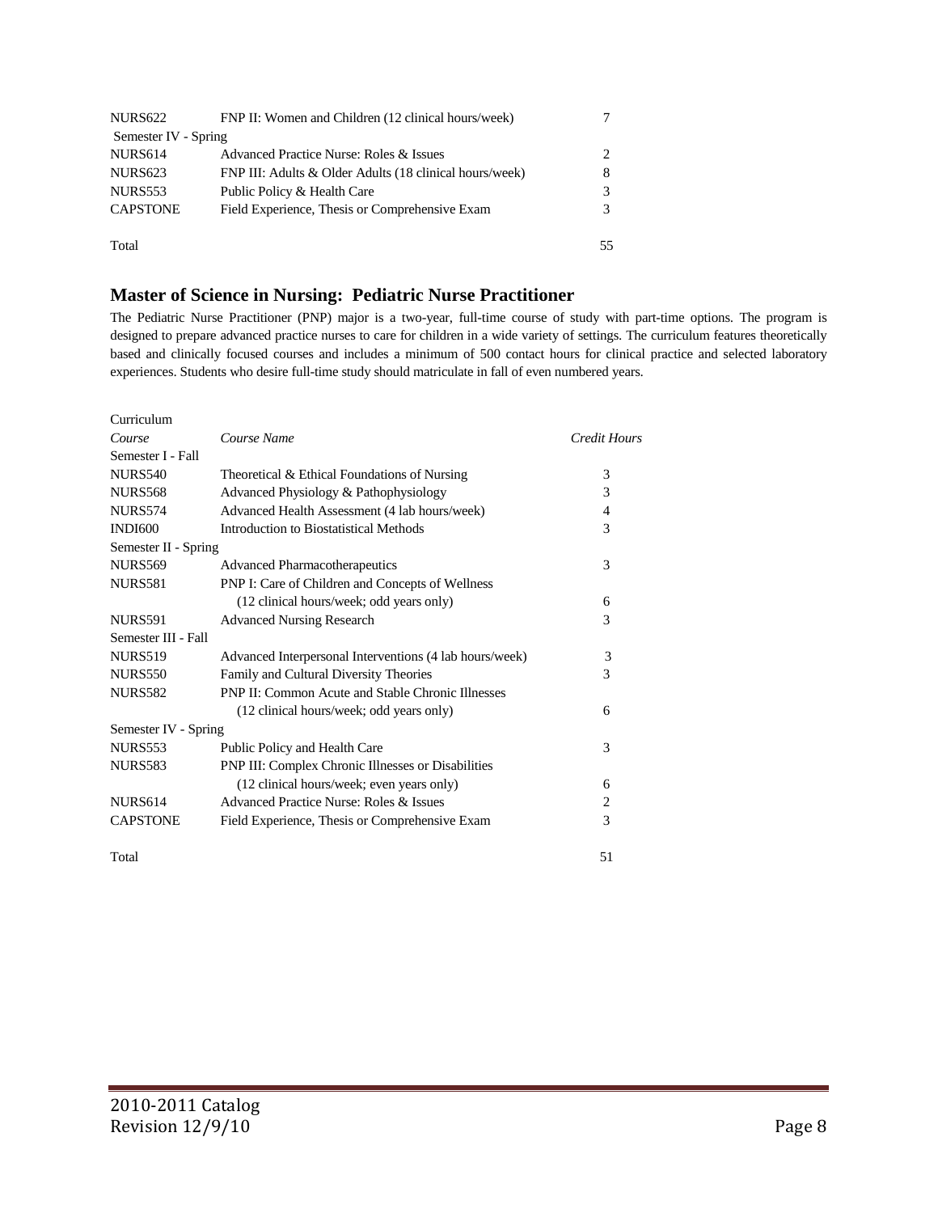| | | |
|---|---|---|
| NURS622 | FNP II: Women and Children (12 clinical hours/week) | 7 |
| Semester IV - Spring | | |
| NURS614 | Advanced Practice Nurse: Roles & Issues | 2 |
| NURS623 | FNP III: Adults & Older Adults (18 clinical hours/week) | 8 |
| NURS553 | Public Policy & Health Care | 3 |
| CAPSTONE | Field Experience, Thesis or Comprehensive Exam | 3 |
| Total | | 55 |

## Master of Science in Nursing: Pediatric Nurse Practitioner

The Pediatric Nurse Practitioner (PNP) major is a two-year, full-time course of study with part-time options. The program is designed to prepare advanced practice nurses to care for children in a wide variety of settings. The curriculum features theoretically based and clinically focused courses and includes a minimum of 500 contact hours for clinical practice and selected laboratory experiences. Students who desire full-time study should matriculate in fall of even numbered years.

Curriculum

| *Course* | *Course Name* | *Credit Hours* |
|---|---|---|
| Semester I - Fall | | |
| NURS540 | Theoretical & Ethical Foundations of Nursing | 3 |
| NURS568 | Advanced Physiology & Pathophysiology | 3 |
| NURS574 | Advanced Health Assessment (4 lab hours/week) | 4 |
| INDI600 | Introduction to Biostatistical Methods | 3 |
| Semester II - Spring | | |
| NURS569 | Advanced Pharmacotherapeutics | 3 |
| NURS581 | PNP I: Care of Children and Concepts of Wellness (12 clinical hours/week; odd years only) | 6 |
| NURS591 | Advanced Nursing Research | 3 |
| Semester III - Fall | | |
| NURS519 | Advanced Interpersonal Interventions (4 lab hours/week) | 3 |
| NURS550 | Family and Cultural Diversity Theories | 3 |
| NURS582 | PNP II: Common Acute and Stable Chronic Illnesses (12 clinical hours/week; odd years only) | 6 |
| Semester IV - Spring | | |
| NURS553 | Public Policy and Health Care | 3 |
| NURS583 | PNP III: Complex Chronic Illnesses or Disabilities (12 clinical hours/week; even years only) | 6 |
| NURS614 | Advanced Practice Nurse: Roles & Issues | 2 |
| CAPSTONE | Field Experience, Thesis or Comprehensive Exam | 3 |
| Total | | 51 |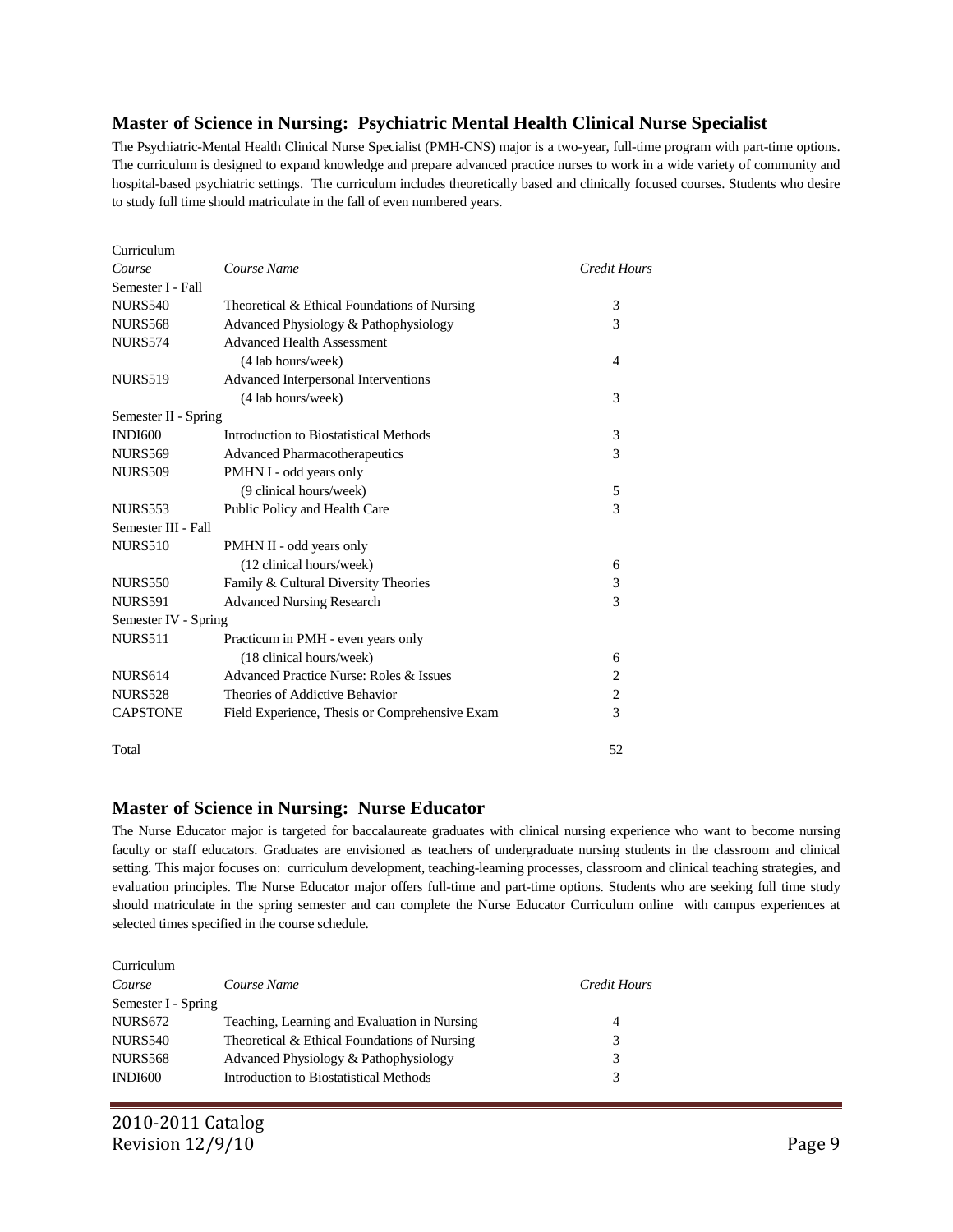## Master of Science in Nursing: Psychiatric Mental Health Clinical Nurse Specialist

The Psychiatric-Mental Health Clinical Nurse Specialist (PMH-CNS) major is a two-year, full-time program with part-time options. The curriculum is designed to expand knowledge and prepare advanced practice nurses to work in a wide variety of community and hospital-based psychiatric settings. The curriculum includes theoretically based and clinically focused courses. Students who desire to study full time should matriculate in the fall of even numbered years.

Curriculum

| *Course* | *Course Name* | *Credit Hours* |
|---|---|---|
| Semester I - Fall | | |
| NURS540 | Theoretical & Ethical Foundations of Nursing | 3 |
| NURS568 | Advanced Physiology & Pathophysiology | 3 |
| NURS574 | Advanced Health Assessment (4 lab hours/week) | 4 |
| NURS519 | Advanced Interpersonal Interventions (4 lab hours/week) | 3 |
| Semester II - Spring | | |
| INDI600 | Introduction to Biostatistical Methods | 3 |
| NURS569 | Advanced Pharmacotherapeutics | 3 |
| NURS509 | PMHN I - odd years only (9 clinical hours/week) | 5 |
| NURS553 | Public Policy and Health Care | 3 |
| Semester III - Fall | | |
| NURS510 | PMHN II - odd years only (12 clinical hours/week) | 6 |
| NURS550 | Family & Cultural Diversity Theories | 3 |
| NURS591 | Advanced Nursing Research | 3 |
| Semester IV - Spring | | |
| NURS511 | Practicum in PMH - even years only (18 clinical hours/week) | 6 |
| NURS614 | Advanced Practice Nurse: Roles & Issues | 2 |
| NURS528 | Theories of Addictive Behavior | 2 |
| CAPSTONE | Field Experience, Thesis or Comprehensive Exam | 3 |
| Total | | 52 |

## Master of Science in Nursing: Nurse Educator

The Nurse Educator major is targeted for baccalaureate graduates with clinical nursing experience who want to become nursing faculty or staff educators. Graduates are envisioned as teachers of undergraduate nursing students in the classroom and clinical setting. This major focuses on: curriculum development, teaching-learning processes, classroom and clinical teaching strategies, and evaluation principles. The Nurse Educator major offers full-time and part-time options. Students who are seeking full time study should matriculate in the spring semester and can complete the Nurse Educator Curriculum online with campus experiences at selected times specified in the course schedule.

Curriculum

| *Course* | *Course Name* | *Credit Hours* |
|---|---|---|
| Semester I - Spring | | |
| NURS672 | Teaching, Learning and Evaluation in Nursing | 4 |
| NURS540 | Theoretical & Ethical Foundations of Nursing | 3 |
| NURS568 | Advanced Physiology & Pathophysiology | 3 |
| INDI600 | Introduction to Biostatistical Methods | 3 |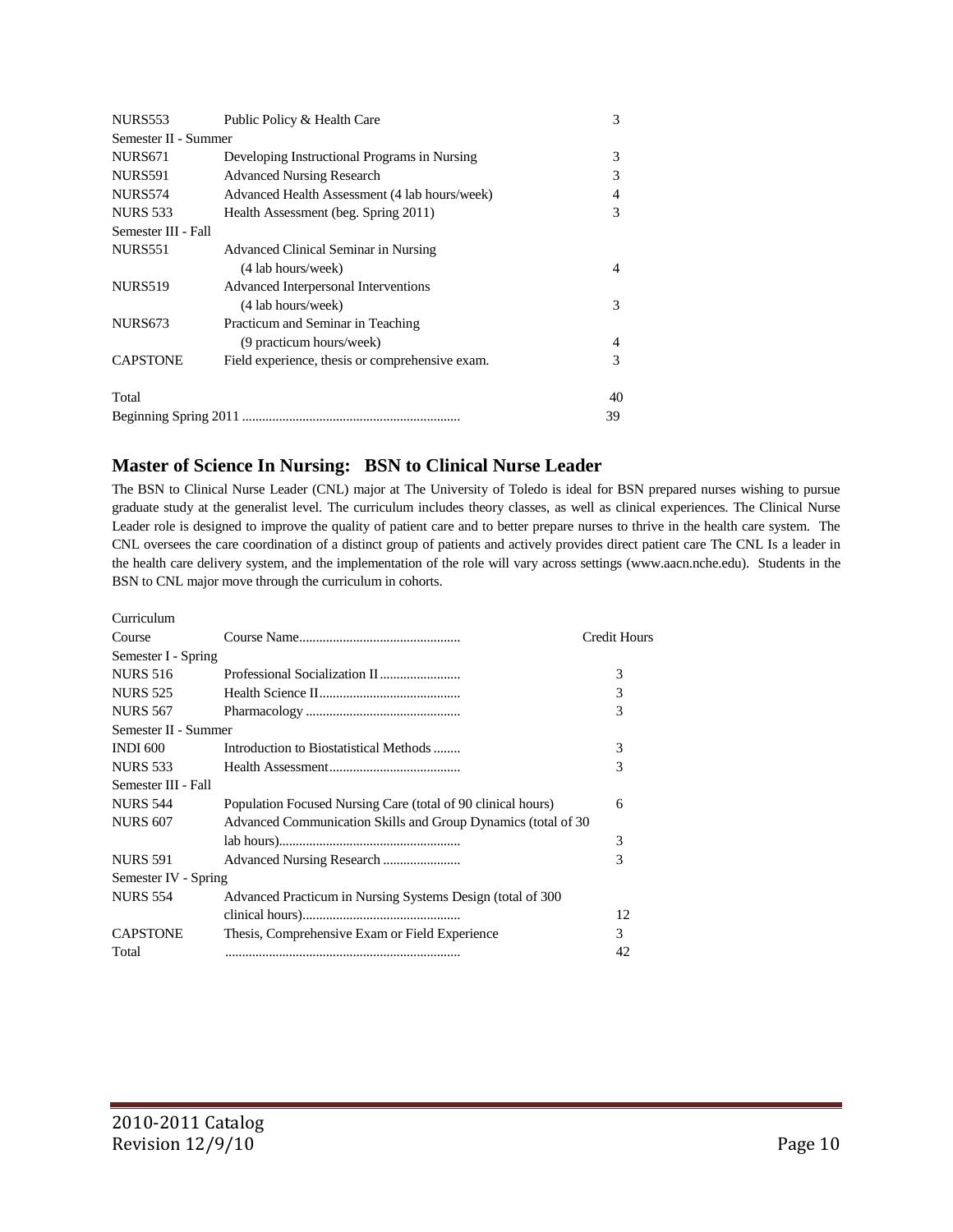| | | |
|---|---|---|
| NURS553 | Public Policy & Health Care | 3 |
| Semester II - Summer | | |
| NURS671 | Developing Instructional Programs in Nursing | 3 |
| NURS591 | Advanced Nursing Research | 3 |
| NURS574 | Advanced Health Assessment (4 lab hours/week) | 4 |
| NURS 533 | Health Assessment (beg. Spring 2011) | 3 |
| Semester III - Fall | | |
| NURS551 | Advanced Clinical Seminar in Nursing (4 lab hours/week) | 4 |
| NURS519 | Advanced Interpersonal Interventions (4 lab hours/week) | 3 |
| NURS673 | Practicum and Seminar in Teaching (9 practicum hours/week) | 4 |
| CAPSTONE | Field experience, thesis or comprehensive exam. | 3 |
| Total | | 40 |
| Beginning Spring 2011 | | 39 |

## Master of Science In Nursing: BSN to Clinical Nurse Leader

The BSN to Clinical Nurse Leader (CNL) major at The University of Toledo is ideal for BSN prepared nurses wishing to pursue graduate study at the generalist level. The curriculum includes theory classes, as well as clinical experiences. The Clinical Nurse Leader role is designed to improve the quality of patient care and to better prepare nurses to thrive in the health care system. The CNL oversees the care coordination of a distinct group of patients and actively provides direct patient care The CNL Is a leader in the health care delivery system, and the implementation of the role will vary across settings (www.aacn.nche.edu). Students in the BSN to CNL major move through the curriculum in cohorts.

Curriculum

| Course | Course Name | Credit Hours |
|---|---|---|
| Semester I - Spring | | |
| NURS 516 | Professional Socialization II | 3 |
| NURS 525 | Health Science II | 3 |
| NURS 567 | Pharmacology | 3 |
| Semester II - Summer | | |
| INDI 600 | Introduction to Biostatistical Methods | 3 |
| NURS 533 | Health Assessment | 3 |
| Semester III - Fall | | |
| NURS 544 | Population Focused Nursing Care (total of 90 clinical hours) | 6 |
| NURS 607 | Advanced Communication Skills and Group Dynamics (total of 30 lab hours) | 3 |
| NURS 591 | Advanced Nursing Research | 3 |
| Semester IV - Spring | | |
| NURS 554 | Advanced Practicum in Nursing Systems Design (total of 300 clinical hours) | 12 |
| CAPSTONE | Thesis, Comprehensive Exam or Field Experience | 3 |
| Total | | 42 |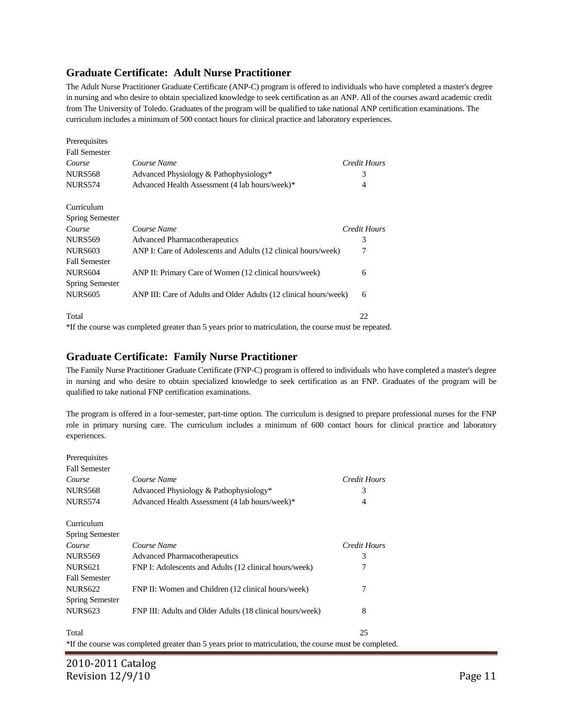## Graduate Certificate: Adult Nurse Practitioner

The Adult Nurse Practitioner Graduate Certificate (ANP-C) program is offered to individuals who have completed a master's degree in nursing and who desire to obtain specialized knowledge to seek certification as an ANP. All of the courses award academic credit from The University of Toledo. Graduates of the program will be qualified to take national ANP certification examinations. The curriculum includes a minimum of 500 contact hours for clinical practice and laboratory experiences.

Prerequisites

Fall Semester

| *Course* | *Course Name* | *Credit Hours* |
|---|---|---|
| NURS568 | Advanced Physiology & Pathophysiology* | 3 |
| NURS574 | Advanced Health Assessment (4 lab hours/week)* | 4 |

Curriculum

| Spring Semester | | |
|---|---|---|
| *Course* | *Course Name* | *Credit Hours* |
| NURS569 | Advanced Pharmacotherapeutics | 3 |
| NURS603 | ANP I: Care of Adolescents and Adults (12 clinical hours/week) | 7 |
| Fall Semester | | |
| NURS604 | ANP II: Primary Care of Women (12 clinical hours/week) | 6 |
| Spring Semester | | |
| NURS605 | ANP III: Care of Adults and Older Adults (12 clinical hours/week) | 6 |
| Total | | 22 |

*If the course was completed greater than 5 years prior to matriculation, the course must be repeated.

## Graduate Certificate: Family Nurse Practitioner

The Family Nurse Practitioner Graduate Certificate (FNP-C) program is offered to individuals who have completed a master's degree in nursing and who desire to obtain specialized knowledge to seek certification as an FNP. Graduates of the program will be qualified to take national FNP certification examinations.

The program is offered in a four-semester, part-time option. The curriculum is designed to prepare professional nurses for the FNP role in primary nursing care. The curriculum includes a minimum of 600 contact hours for clinical practice and laboratory experiences.

Prerequisites

Fall Semester

| *Course* | *Course Name* | *Credit Hours* |
|---|---|---|
| NURS568 | Advanced Physiology & Pathophysiology* | 3 |
| NURS574 | Advanced Health Assessment (4 lab hours/week)* | 4 |

Curriculum

| Spring Semester | | |
|---|---|---|
| *Course* | *Course Name* | *Credit Hours* |
| NURS569 | Advanced Pharmacotherapeutics | 3 |
| NURS621 | FNP I: Adolescents and Adults (12 clinical hours/week) | 7 |
| Fall Semester | | |
| NURS622 | FNP II: Women and Children (12 clinical hours/week) | 7 |
| Spring Semester | | |
| NURS623 | FNP III: Adults and Older Adults (18 clinical hours/week) | 8 |
| Total | | 25 |

*If the course was completed greater than 5 years prior to matriculation, the course must be completed.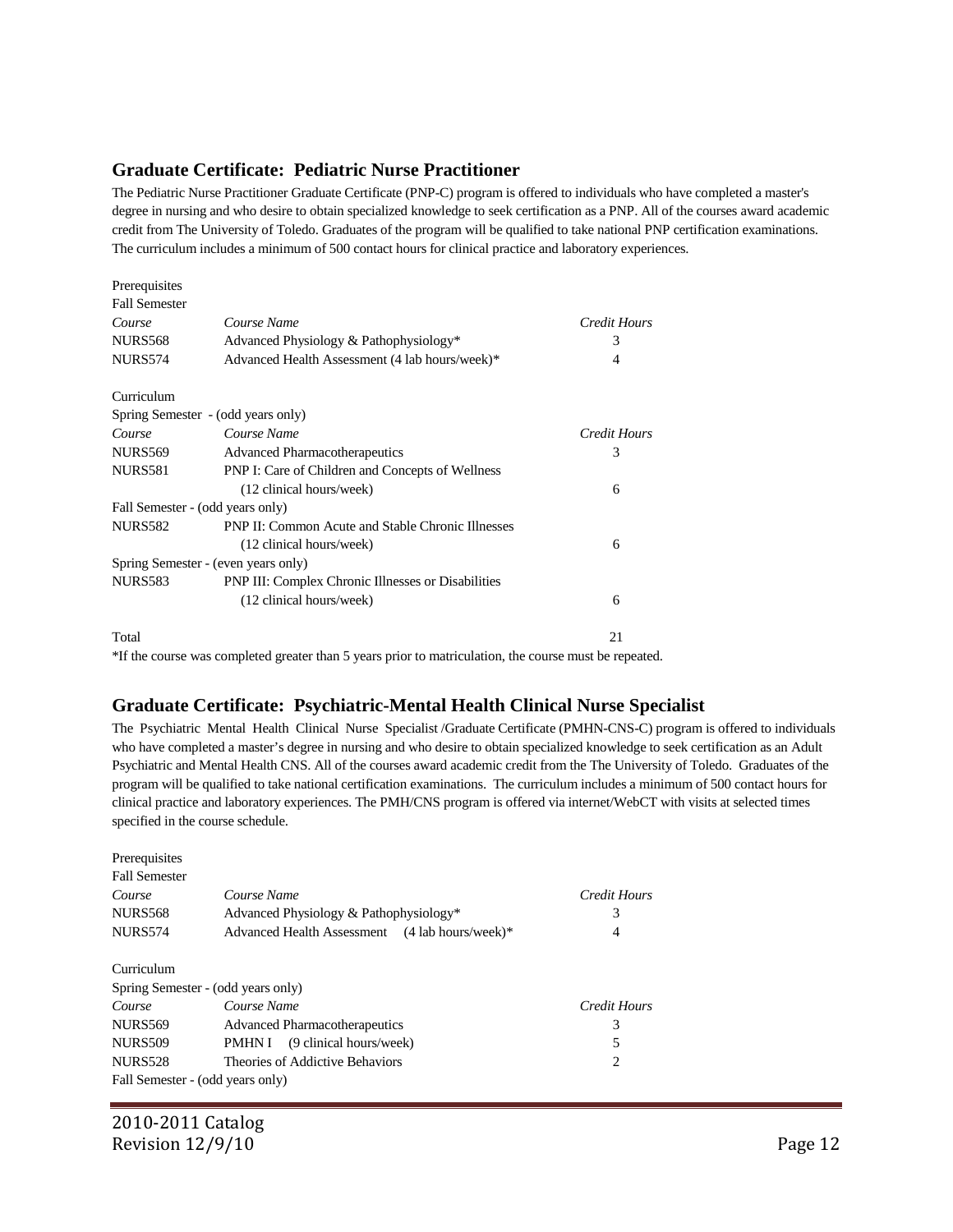## Graduate Certificate: Pediatric Nurse Practitioner

The Pediatric Nurse Practitioner Graduate Certificate (PNP-C) program is offered to individuals who have completed a master's degree in nursing and who desire to obtain specialized knowledge to seek certification as a PNP. All of the courses award academic credit from The University of Toledo. Graduates of the program will be qualified to take national PNP certification examinations. The curriculum includes a minimum of 500 contact hours for clinical practice and laboratory experiences.

Prerequisites

Fall Semester

| *Course* | *Course Name* | *Credit Hours* |
|---|---|---|
| NURS568 | Advanced Physiology & Pathophysiology* | 3 |
| NURS574 | Advanced Health Assessment (4 lab hours/week)* | 4 |

Curriculum

| *Course* | *Course Name* | *Credit Hours* |
|---|---|---|
| Spring Semester - (odd years only) | | |
| NURS569 | Advanced Pharmacotherapeutics | 3 |
| NURS581 | PNP I: Care of Children and Concepts of Wellness (12 clinical hours/week) | 6 |
| Fall Semester - (odd years only) | | |
| NURS582 | PNP II: Common Acute and Stable Chronic Illnesses (12 clinical hours/week) | 6 |
| Spring Semester - (even years only) | | |
| NURS583 | PNP III: Complex Chronic Illnesses or Disabilities (12 clinical hours/week) | 6 |
| Total | | 21 |

*If the course was completed greater than 5 years prior to matriculation, the course must be repeated.

## Graduate Certificate: Psychiatric-Mental Health Clinical Nurse Specialist

The Psychiatric Mental Health Clinical Nurse Specialist /Graduate Certificate (PMHN-CNS-C) program is offered to individuals who have completed a master's degree in nursing and who desire to obtain specialized knowledge to seek certification as an Adult Psychiatric and Mental Health CNS. All of the courses award academic credit from the The University of Toledo. Graduates of the program will be qualified to take national certification examinations. The curriculum includes a minimum of 500 contact hours for clinical practice and laboratory experiences. The PMH/CNS program is offered via internet/WebCT with visits at selected times specified in the course schedule.

Prerequisites

Fall Semester

| *Course* | *Course Name* | *Credit Hours* |
|---|---|---|
| NURS568 | Advanced Physiology & Pathophysiology* | 3 |
| NURS574 | Advanced Health Assessment (4 lab hours/week)* | 4 |

Curriculum

| *Course* | *Course Name* | *Credit Hours* |
|---|---|---|
| Spring Semester - (odd years only) | | |
| NURS569 | Advanced Pharmacotherapeutics | 3 |
| NURS509 | PMHN I (9 clinical hours/week) | 5 |
| NURS528 | Theories of Addictive Behaviors | 2 |
| Fall Semester - (odd years only) | | |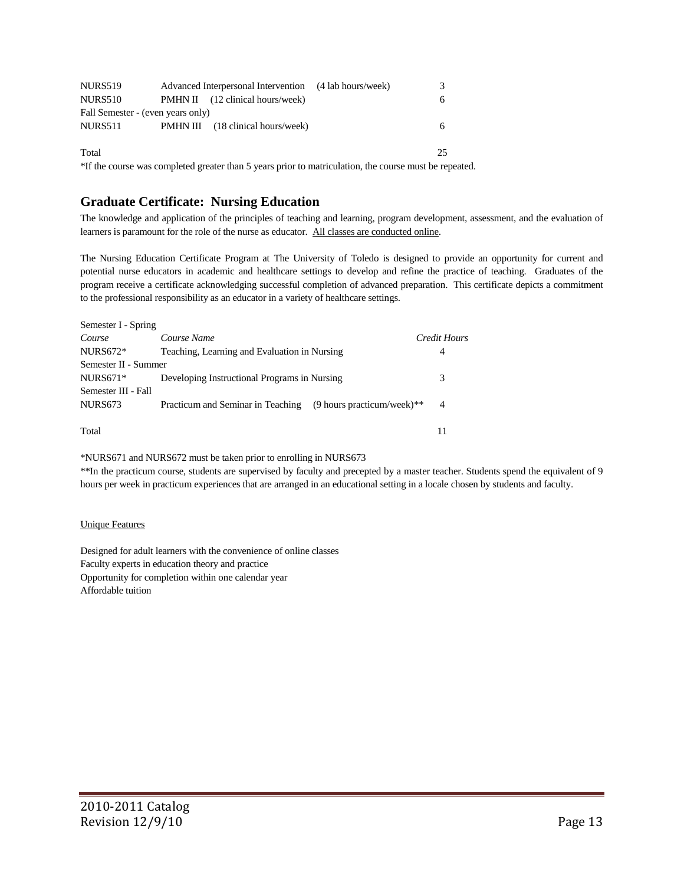| | | | |
|---|---|---|---|
| NURS519 | Advanced Interpersonal Intervention | (4 lab hours/week) | 3 |
| NURS510 | PMHN II (12 clinical hours/week) | | 6 |
| Fall Semester - (even years only) | | | |
| NURS511 | PMHN III (18 clinical hours/week) | | 6 |
| Total | | | 25 |

*If the course was completed greater than 5 years prior to matriculation, the course must be repeated.

## Graduate Certificate: Nursing Education

The knowledge and application of the principles of teaching and learning, program development, assessment, and the evaluation of learners is paramount for the role of the nurse as educator. All classes are conducted online.

The Nursing Education Certificate Program at The University of Toledo is designed to provide an opportunity for current and potential nurse educators in academic and healthcare settings to develop and refine the practice of teaching. Graduates of the program receive a certificate acknowledging successful completion of advanced preparation. This certificate depicts a commitment to the professional responsibility as an educator in a variety of healthcare settings.

| Semester I - Spring | | | |
|---|---|---|---|
| *Course* | *Course Name* | | *Credit Hours* |
| NURS672* | Teaching, Learning and Evaluation in Nursing | | 4 |
| Semester II - Summer | | | |
| NURS671* | Developing Instructional Programs in Nursing | | 3 |
| Semester III - Fall | | | |
| NURS673 | Practicum and Seminar in Teaching | (9 hours practicum/week)** | 4 |
| Total | | | 11 |

*NURS671 and NURS672 must be taken prior to enrolling in NURS673

**In the practicum course, students are supervised by faculty and precepted by a master teacher. Students spend the equivalent of 9 hours per week in practicum experiences that are arranged in an educational setting in a locale chosen by students and faculty.

Unique Features

Designed for adult learners with the convenience of online classes
Faculty experts in education theory and practice
Opportunity for completion within one calendar year
Affordable tuition